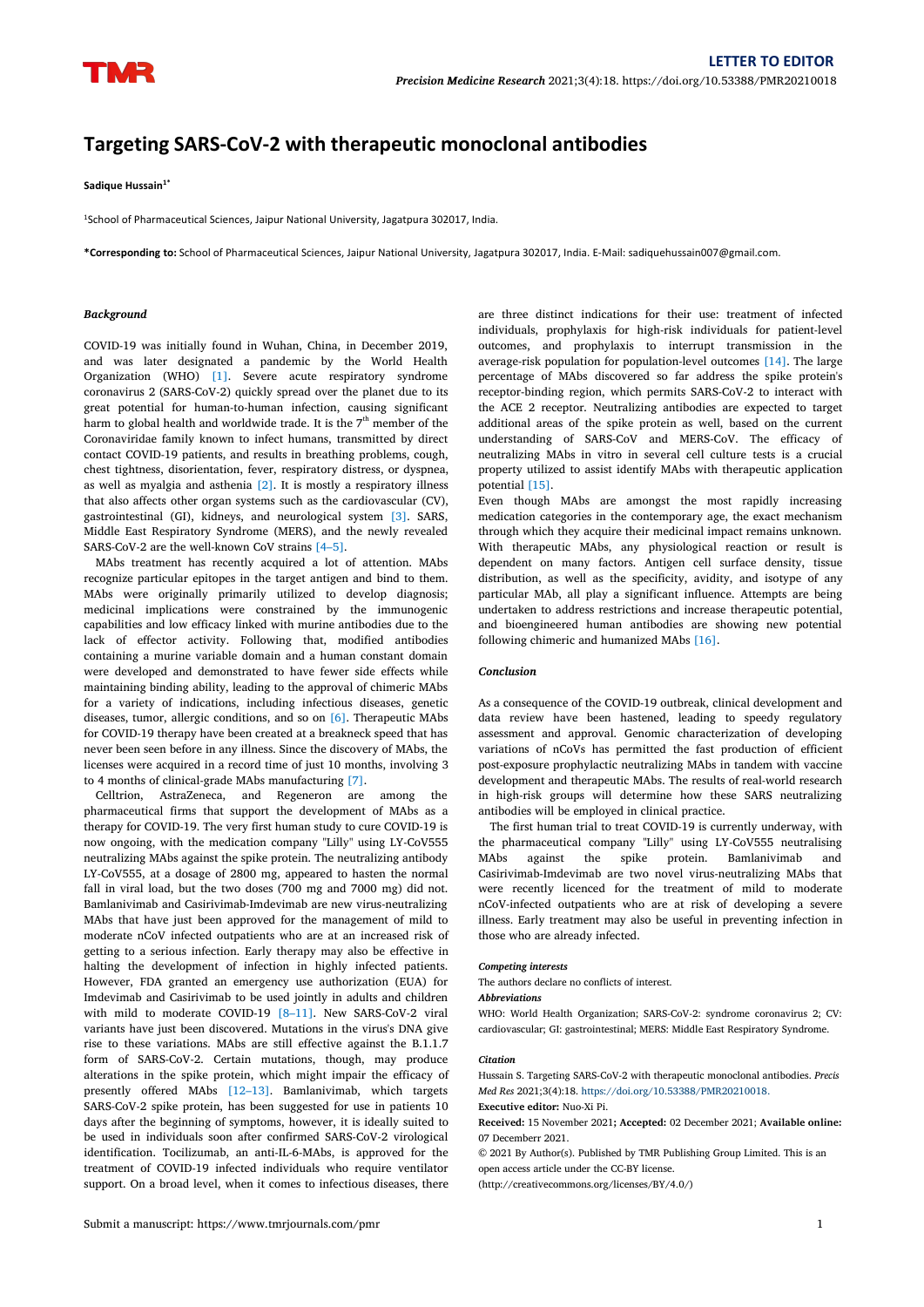LETTER TO EDITOR

# Targeting SARS-CoV-2 with therapeutic monoclonal antibodies

**Sadique Hussain[1*]**

[1]School of Pharmaceutical Sciences, Jaipur National University, Jagatpura 302017, India.

**\*Corresponding to:** School of Pharmaceutical Sciences, Jaipur National University, Jagatpura 302017, India. E-Mail: sadiquehussain007@gmail.com.

### *Background*

COVID-19 was initially found in Wuhan, China, in December 2019, and was later designated a pandemic by the World Health Organization (WHO) [1]. Severe acute respiratory syndrome coronavirus 2 (SARS-CoV-2) quickly spread over the planet due to its great potential for human-to-human infection, causing significant harm to global health and worldwide trade. It is the 7th member of the Coronaviridae family known to infect humans, transmitted by direct contact COVID-19 patients, and results in breathing problems, cough, chest tightness, disorientation, fever, respiratory distress, or dyspnea, as well as myalgia and asthenia [2]. It is mostly a respiratory illness that also affects other organ systems such as the cardiovascular (CV), gastrointestinal (GI), kidneys, and neurological system [3]. SARS, Middle East Respiratory Syndrome (MERS), and the newly revealed SARS-CoV-2 are the well-known CoV strains [4–5].

MAbs treatment has recently acquired a lot of attention. MAbs recognize particular epitopes in the target antigen and bind to them. MAbs were originally primarily utilized to develop diagnosis; medicinal implications were constrained by the immunogenic capabilities and low efficacy linked with murine antibodies due to the lack of effector activity. Following that, modified antibodies containing a murine variable domain and a human constant domain were developed and demonstrated to have fewer side effects while maintaining binding ability, leading to the approval of chimeric MAbs for a variety of indications, including infectious diseases, genetic diseases, tumor, allergic conditions, and so on [6]. Therapeutic MAbs for COVID-19 therapy have been created at a breakneck speed that has never been seen before in any illness. Since the discovery of MAbs, the licenses were acquired in a record time of just 10 months, involving 3 to 4 months of clinical-grade MAbs manufacturing [7].

Celltrion, AstraZeneca, and Regeneron are among the pharmaceutical firms that support the development of MAbs as a therapy for COVID-19. The very first human study to cure COVID-19 is now ongoing, with the medication company "Lilly" using LY-CoV555 neutralizing MAbs against the spike protein. The neutralizing antibody LY-CoV555, at a dosage of 2800 mg, appeared to hasten the normal fall in viral load, but the two doses (700 mg and 7000 mg) did not. Bamlanivimab and Casirivimab-Imdevimab are new virus-neutralizing MAbs that have just been approved for the management of mild to moderate nCoV infected outpatients who are at an increased risk of getting to a serious infection. Early therapy may also be effective in halting the development of infection in highly infected patients. However, FDA granted an emergency use authorization (EUA) for Imdevimab and Casirivimab to be used jointly in adults and children with mild to moderate COVID-19 [8–11]. New SARS-CoV-2 viral variants have just been discovered. Mutations in the virus's DNA give rise to these variations. MAbs are still effective against the B.1.1.7 form of SARS-CoV-2. Certain mutations, though, may produce alterations in the spike protein, which might impair the efficacy of presently offered MAbs [12–13]. Bamlanivimab, which targets SARS-CoV-2 spike protein, has been suggested for use in patients 10 days after the beginning of symptoms, however, it is ideally suited to be used in individuals soon after confirmed SARS-CoV-2 virological identification. Tocilizumab, an anti-IL-6-MAbs, is approved for the treatment of COVID-19 infected individuals who require ventilator support. On a broad level, when it comes to infectious diseases, there are three distinct indications for their use: treatment of infected individuals, prophylaxis for high-risk individuals for patient-level outcomes, and prophylaxis to interrupt transmission in the average-risk population for population-level outcomes [14]. The large percentage of MAbs discovered so far address the spike protein's receptor-binding region, which permits SARS-CoV-2 to interact with the ACE 2 receptor. Neutralizing antibodies are expected to target additional areas of the spike protein as well, based on the current understanding of SARS-CoV and MERS-CoV. The efficacy of neutralizing MAbs in vitro in several cell culture tests is a crucial property utilized to assist identify MAbs with therapeutic application potential [15].

Even though MAbs are amongst the most rapidly increasing medication categories in the contemporary age, the exact mechanism through which they acquire their medicinal impact remains unknown. With therapeutic MAbs, any physiological reaction or result is dependent on many factors. Antigen cell surface density, tissue distribution, as well as the specificity, avidity, and isotype of any particular MAb, all play a significant influence. Attempts are being undertaken to address restrictions and increase therapeutic potential, and bioengineered human antibodies are showing new potential following chimeric and humanized MAbs [16].

### *Conclusion*

As a consequence of the COVID-19 outbreak, clinical development and data review have been hastened, leading to speedy regulatory assessment and approval. Genomic characterization of developing variations of nCoVs has permitted the fast production of efficient post-exposure prophylactic neutralizing MAbs in tandem with vaccine development and therapeutic MAbs. The results of real-world research in high-risk groups will determine how these SARS neutralizing antibodies will be employed in clinical practice.

The first human trial to treat COVID-19 is currently underway, with the pharmaceutical company "Lilly" using LY-CoV555 neutralising MAbs against the spike protein. Bamlanivimab and Casirivimab-Imdevimab are two novel virus-neutralizing MAbs that were recently licenced for the treatment of mild to moderate nCoV-infected outpatients who are at risk of developing a severe illness. Early treatment may also be useful in preventing infection in those who are already infected.

***Competing interests***

The authors declare no conflicts of interest.

***Abbreviations***

WHO: World Health Organization; SARS-CoV-2: syndrome coronavirus 2; CV: cardiovascular; GI: gastrointestinal; MERS: Middle East Respiratory Syndrome.

***Citation***

Hussain S. Targeting SARS-CoV-2 with therapeutic monoclonal antibodies. *Precis Med Res* 2021;3(4):18. https://doi.org/10.53388/PMR20210018.

**Executive editor:** Nuo-Xi Pi.

**Received:** 15 November 2021**; Accepted:** 02 December 2021**; Available online:** 07 Decemberr 2021.

© 2021 By Author(s). Published by TMR Publishing Group Limited. This is an open access article under the CC-BY license.

(http://creativecommons.org/licenses/BY/4.0/)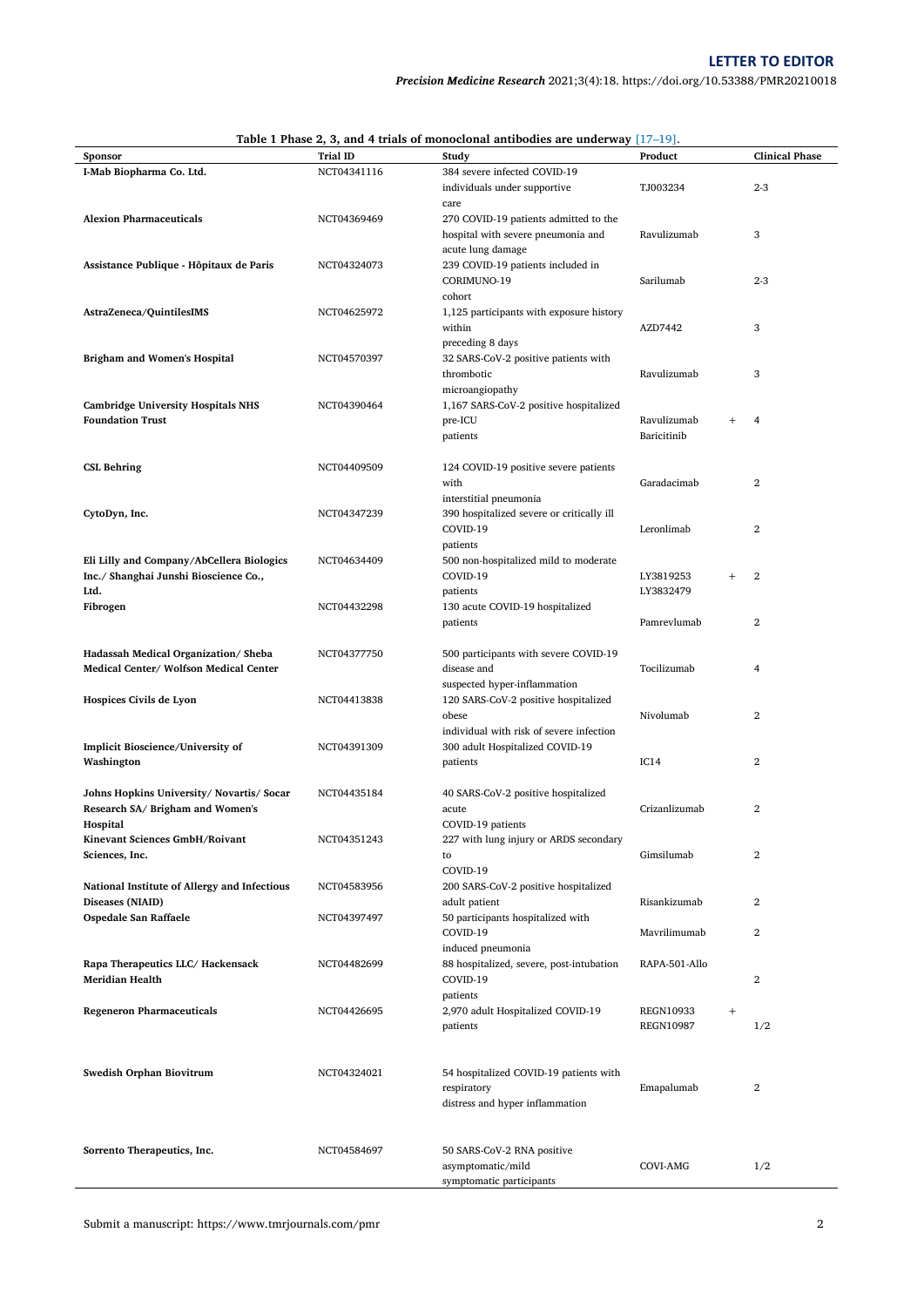**Table 1 Phase 2, 3, and 4 trials of monoclonal antibodies are underway [17–19].**

| Sponsor | Trial ID | Study | Product | Clinical Phase |
|---|---|---|---|---|
| **I-Mab Biopharma Co. Ltd.** | NCT04341116 | 384 severe infected COVID-19 individuals under supportive care | TJ003234 | 2-3 |
| **Alexion Pharmaceuticals** | NCT04369469 | 270 COVID-19 patients admitted to the hospital with severe pneumonia and acute lung damage | Ravulizumab | 3 |
| **Assistance Publique - Hôpitaux de Paris** | NCT04324073 | 239 COVID-19 patients included in CORIMUNO-19 cohort | Sarilumab | 2-3 |
| **AstraZeneca/QuintilesIMS** | NCT04625972 | 1,125 participants with exposure history within preceding 8 days | AZD7442 | 3 |
| **Brigham and Women's Hospital** | NCT04570397 | 32 SARS-CoV-2 positive patients with thrombotic microangiopathy | Ravulizumab | 3 |
| **Cambridge University Hospitals NHS Foundation Trust** | NCT04390464 | 1,167 SARS-CoV-2 positive hospitalized pre-ICU patients | Ravulizumab + Baricitinib | 4 |
| **CSL Behring** | NCT04409509 | 124 COVID-19 positive severe patients with interstitial pneumonia | Garadacimab | 2 |
| **CytoDyn, Inc.** | NCT04347239 | 390 hospitalized severe or critically ill COVID-19 patients | Leronlimab | 2 |
| **Eli Lilly and Company/AbCellera Biologics Inc./ Shanghai Junshi Bioscience Co., Ltd.** | NCT04634409 | 500 non-hospitalized mild to moderate COVID-19 patients | LY3819253 + LY3832479 | 2 |
| **Fibrogen** | NCT04432298 | 130 acute COVID-19 hospitalized patients | Pamrevlumab | 2 |
| **Hadassah Medical Organization/ Sheba Medical Center/ Wolfson Medical Center** | NCT04377750 | 500 participants with severe COVID-19 disease and suspected hyper-inflammation | Tocilizumab | 4 |
| **Hospices Civils de Lyon** | NCT04413838 | 120 SARS-CoV-2 positive hospitalized obese individual with risk of severe infection | Nivolumab | 2 |
| **Implicit Bioscience/University of Washington** | NCT04391309 | 300 adult Hospitalized COVID-19 patients | IC14 | 2 |
| **Johns Hopkins University/ Novartis/ Socar Research SA/ Brigham and Women's Hospital** | NCT04435184 | 40 SARS-CoV-2 positive hospitalized acute COVID-19 patients | Crizanlizumab | 2 |
| **Kinevant Sciences GmbH/Roivant Sciences, Inc.** | NCT04351243 | 227 with lung injury or ARDS secondary to COVID-19 | Gimsilumab | 2 |
| **National Institute of Allergy and Infectious Diseases (NIAID)** | NCT04583956 | 200 SARS-CoV-2 positive hospitalized adult patient | Risankizumab | 2 |
| **Ospedale San Raffaele** | NCT04397497 | 50 participants hospitalized with COVID-19 induced pneumonia | Mavrilimumab | 2 |
| **Rapa Therapeutics LLC/ Hackensack Meridian Health** | NCT04482699 | 88 hospitalized, severe, post-intubation COVID-19 patients | RAPA-501-Allo | 2 |
| **Regeneron Pharmaceuticals** | NCT04426695 | 2,970 adult Hospitalized COVID-19 patients | REGN10933 + REGN10987 | 1/2 |
| **Swedish Orphan Biovitrum** | NCT04324021 | 54 hospitalized COVID-19 patients with respiratory distress and hyper inflammation | Emapalumab | 2 |
| **Sorrento Therapeutics, Inc.** | NCT04584697 | 50 SARS-CoV-2 RNA positive asymptomatic/mild symptomatic participants | COVI-AMG | 1/2 |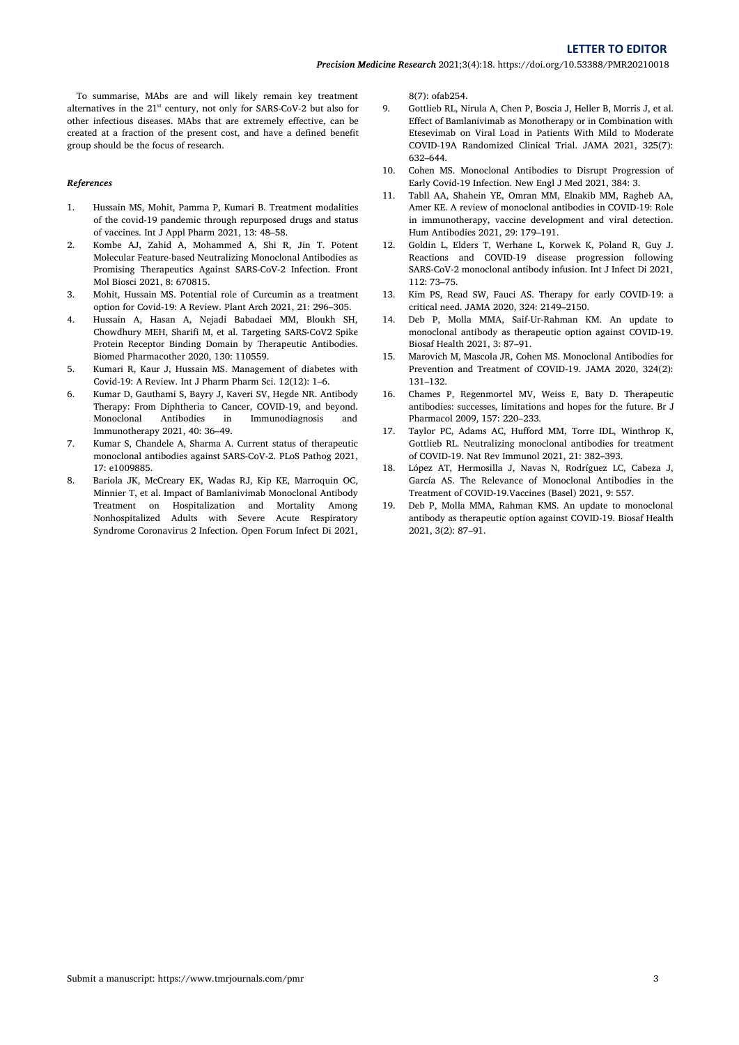To summarise, MAbs are and will likely remain key treatment alternatives in the 21st century, not only for SARS-CoV-2 but also for other infectious diseases. MAbs that are extremely effective, can be created at a fraction of the present cost, and have a defined benefit group should be the focus of research.

### *References*

1. Hussain MS, Mohit, Pamma P, Kumari B. Treatment modalities of the covid-19 pandemic through repurposed drugs and status of vaccines. Int J Appl Pharm 2021, 13: 48–58.
2. Kombe AJ, Zahid A, Mohammed A, Shi R, Jin T. Potent Molecular Feature-based Neutralizing Monoclonal Antibodies as Promising Therapeutics Against SARS-CoV-2 Infection. Front Mol Biosci 2021, 8: 670815.
3. Mohit, Hussain MS. Potential role of Curcumin as a treatment option for Covid-19: A Review. Plant Arch 2021, 21: 296–305.
4. Hussain A, Hasan A, Nejadi Babadaei MM, Bloukh SH, Chowdhury MEH, Sharifi M, et al. Targeting SARS-CoV2 Spike Protein Receptor Binding Domain by Therapeutic Antibodies. Biomed Pharmacother 2020, 130: 110559.
5. Kumari R, Kaur J, Hussain MS. Management of diabetes with Covid-19: A Review. Int J Pharm Pharm Sci. 12(12): 1–6.
6. Kumar D, Gauthami S, Bayry J, Kaveri SV, Hegde NR. Antibody Therapy: From Diphtheria to Cancer, COVID-19, and beyond. Monoclonal Antibodies in Immunodiagnosis and Immunotherapy 2021, 40: 36–49.
7. Kumar S, Chandele A, Sharma A. Current status of therapeutic monoclonal antibodies against SARS-CoV-2. PLoS Pathog 2021, 17: e1009885.
8. Bariola JK, McCreary EK, Wadas RJ, Kip KE, Marroquin OC, Minnier T, et al. Impact of Bamlanivimab Monoclonal Antibody Treatment on Hospitalization and Mortality Among Nonhospitalized Adults with Severe Acute Respiratory Syndrome Coronavirus 2 Infection. Open Forum Infect Di 2021, 8(7): ofab254.
9. Gottlieb RL, Nirula A, Chen P, Boscia J, Heller B, Morris J, et al. Effect of Bamlanivimab as Monotherapy or in Combination with Etesevimab on Viral Load in Patients With Mild to Moderate COVID-19A Randomized Clinical Trial. JAMA 2021, 325(7): 632–644.
10. Cohen MS. Monoclonal Antibodies to Disrupt Progression of Early Covid-19 Infection. New Engl J Med 2021, 384: 3.
11. Tabll AA, Shahein YE, Omran MM, Elnakib MM, Ragheb AA, Amer KE. A review of monoclonal antibodies in COVID-19: Role in immunotherapy, vaccine development and viral detection. Hum Antibodies 2021, 29: 179–191.
12. Goldin L, Elders T, Werhane L, Korwek K, Poland R, Guy J. Reactions and COVID-19 disease progression following SARS-CoV-2 monoclonal antibody infusion. Int J Infect Di 2021, 112: 73–75.
13. Kim PS, Read SW, Fauci AS. Therapy for early COVID-19: a critical need. JAMA 2020, 324: 2149–2150.
14. Deb P, Molla MMA, Saif-Ur-Rahman KM. An update to monoclonal antibody as therapeutic option against COVID-19. Biosaf Health 2021, 3: 87–91.
15. Marovich M, Mascola JR, Cohen MS. Monoclonal Antibodies for Prevention and Treatment of COVID-19. JAMA 2020, 324(2): 131–132.
16. Chames P, Regenmortel MV, Weiss E, Baty D. Therapeutic antibodies: successes, limitations and hopes for the future. Br J Pharmacol 2009, 157: 220–233.
17. Taylor PC, Adams AC, Hufford MM, Torre IDL, Winthrop K, Gottlieb RL. Neutralizing monoclonal antibodies for treatment of COVID-19. Nat Rev Immunol 2021, 21: 382–393.
18. López AT, Hermosilla J, Navas N, Rodríguez LC, Cabeza J, García AS. The Relevance of Monoclonal Antibodies in the Treatment of COVID-19.Vaccines (Basel) 2021, 9: 557.
19. Deb P, Molla MMA, Rahman KMS. An update to monoclonal antibody as therapeutic option against COVID-19. Biosaf Health 2021, 3(2): 87–91.